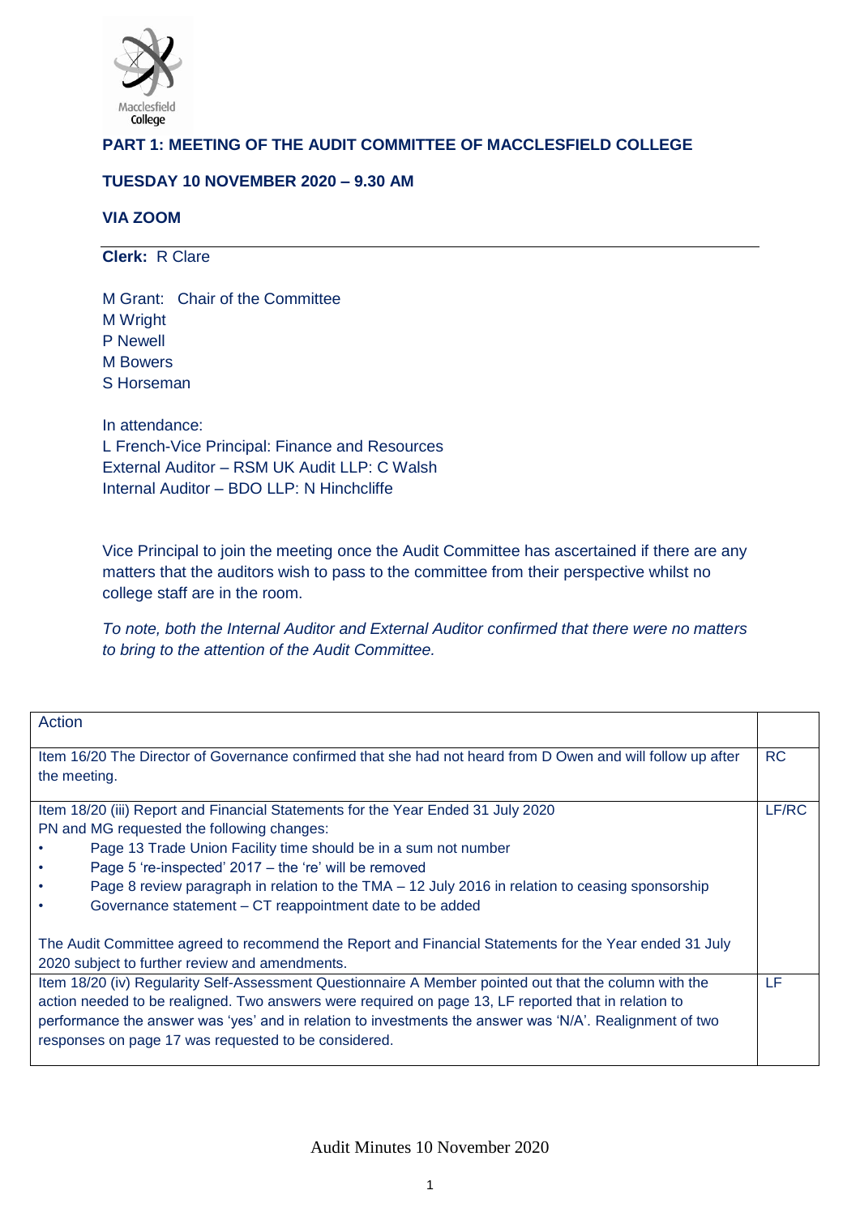**PART 1: MEETING OF THE AUDIT COMMITTEE OF MACCLESFIELD COLLEGE**

**TUESDAY 10 NOVEMBER 2020 – 9.30 AM**

**VIA ZOOM**

---

**Clerk:** R Clare

M Grant: Chair of the Committee
M Wright
P Newell
M Bowers
S Horseman

In attendance:
L French-Vice Principal: Finance and Resources
External Auditor – RSM UK Audit LLP: C Walsh
Internal Auditor – BDO LLP: N Hinchcliffe

Vice Principal to join the meeting once the Audit Committee has ascertained if there are any matters that the auditors wish to pass to the committee from their perspective whilst no college staff are in the room.

*To note, both the Internal Auditor and External Auditor confirmed that there were no matters to bring to the attention of the Audit Committee.*

| Action | |
|---|---|
| Item 16/20 The Director of Governance confirmed that she had not heard from D Owen and will follow up after the meeting. | RC |
| Item 18/20 (iii) Report and Financial Statements for the Year Ended 31 July 2020<br>PN and MG requested the following changes:<br>• Page 13 Trade Union Facility time should be in a sum not number<br>• Page 5 're-inspected' 2017 – the 're' will be removed<br>• Page 8 review paragraph in relation to the TMA – 12 July 2016 in relation to ceasing sponsorship<br>• Governance statement – CT reappointment date to be added<br><br>The Audit Committee agreed to recommend the Report and Financial Statements for the Year ended 31 July 2020 subject to further review and amendments. | LF/RC |
| Item 18/20 (iv) Regularity Self-Assessment Questionnaire A Member pointed out that the column with the action needed to be realigned. Two answers were required on page 13, LF reported that in relation to performance the answer was 'yes' and in relation to investments the answer was 'N/A'. Realignment of two responses on page 17 was requested to be considered. | LF |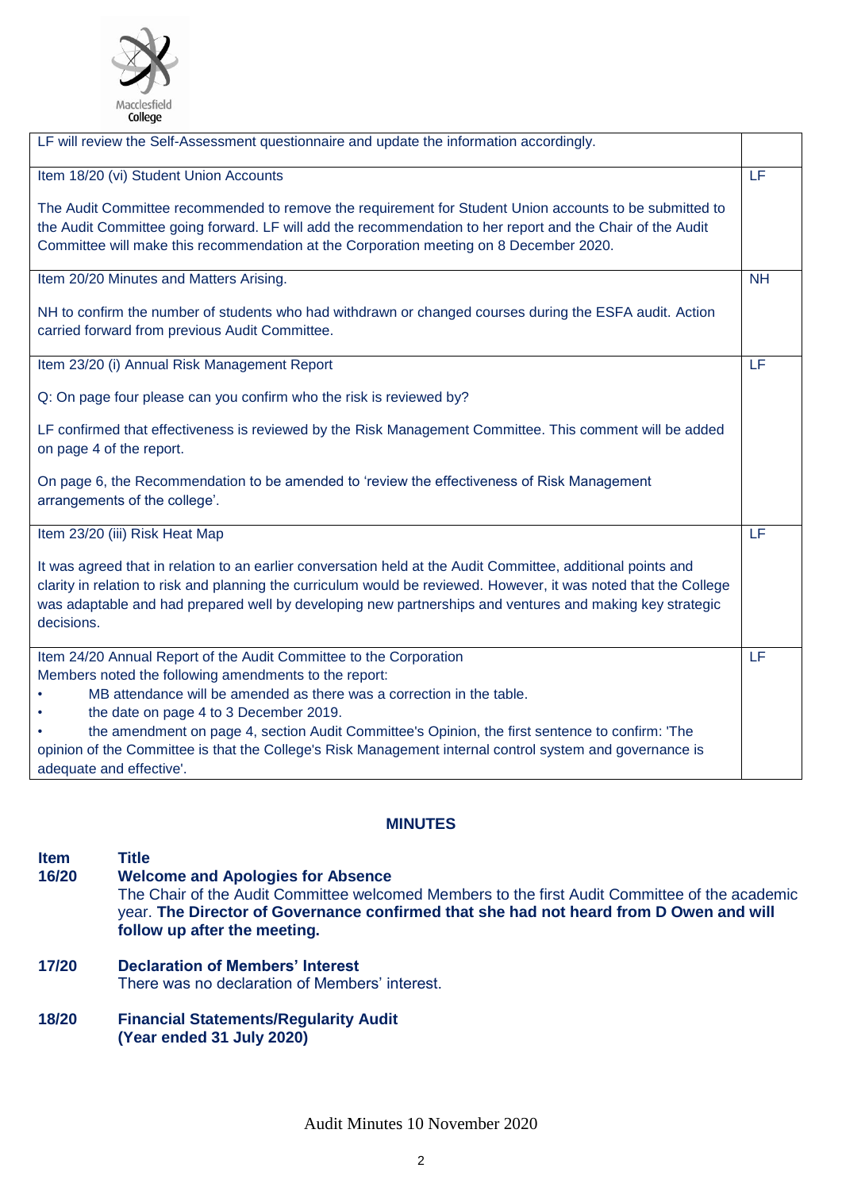| | |
|---|---|
| LF will review the Self-Assessment questionnaire and update the information accordingly. | |
| Item 18/20 (vi) Student Union Accounts<br><br>The Audit Committee recommended to remove the requirement for Student Union accounts to be submitted to the Audit Committee going forward. LF will add the recommendation to her report and the Chair of the Audit Committee will make this recommendation at the Corporation meeting on 8 December 2020. | LF |
| Item 20/20 Minutes and Matters Arising.<br><br>NH to confirm the number of students who had withdrawn or changed courses during the ESFA audit. Action carried forward from previous Audit Committee. | NH |
| Item 23/20 (i) Annual Risk Management Report<br><br>Q: On page four please can you confirm who the risk is reviewed by?<br><br>LF confirmed that effectiveness is reviewed by the Risk Management Committee. This comment will be added on page 4 of the report.<br><br>On page 6, the Recommendation to be amended to 'review the effectiveness of Risk Management arrangements of the college'. | LF |
| Item 23/20 (iii) Risk Heat Map<br><br>It was agreed that in relation to an earlier conversation held at the Audit Committee, additional points and clarity in relation to risk and planning the curriculum would be reviewed. However, it was noted that the College was adaptable and had prepared well by developing new partnerships and ventures and making key strategic decisions. | LF |
| Item 24/20 Annual Report of the Audit Committee to the Corporation<br>Members noted the following amendments to the report:<br>• MB attendance will be amended as there was a correction in the table.<br>• the date on page 4 to 3 December 2019.<br>• the amendment on page 4, section Audit Committee's Opinion, the first sentence to confirm: 'The opinion of the Committee is that the College's Risk Management internal control system and governance is adequate and effective'. | LF |

## MINUTES

**Item Title**

**16/20 Welcome and Apologies for Absence**

The Chair of the Audit Committee welcomed Members to the first Audit Committee of the academic year. **The Director of Governance confirmed that she had not heard from D Owen and will follow up after the meeting.**

**17/20 Declaration of Members' Interest**

There was no declaration of Members' interest.

**18/20 Financial Statements/Regularity Audit (Year ended 31 July 2020)**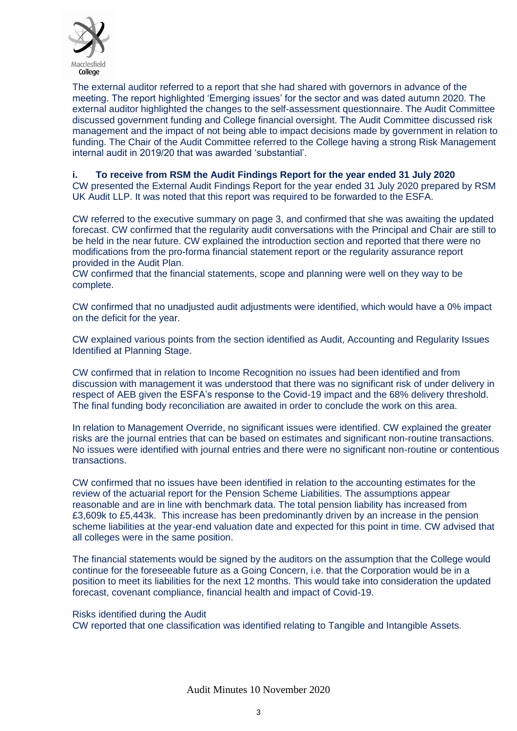The external auditor referred to a report that she had shared with governors in advance of the meeting. The report highlighted 'Emerging issues' for the sector and was dated autumn 2020. The external auditor highlighted the changes to the self-assessment questionnaire. The Audit Committee discussed government funding and College financial oversight. The Audit Committee discussed risk management and the impact of not being able to impact decisions made by government in relation to funding. The Chair of the Audit Committee referred to the College having a strong Risk Management internal audit in 2019/20 that was awarded 'substantial'.

**i. To receive from RSM the Audit Findings Report for the year ended 31 July 2020**

CW presented the External Audit Findings Report for the year ended 31 July 2020 prepared by RSM UK Audit LLP. It was noted that this report was required to be forwarded to the ESFA.

CW referred to the executive summary on page 3, and confirmed that she was awaiting the updated forecast. CW confirmed that the regularity audit conversations with the Principal and Chair are still to be held in the near future. CW explained the introduction section and reported that there were no modifications from the pro-forma financial statement report or the regularity assurance report provided in the Audit Plan.

CW confirmed that the financial statements, scope and planning were well on they way to be complete.

CW confirmed that no unadjusted audit adjustments were identified, which would have a 0% impact on the deficit for the year.

CW explained various points from the section identified as Audit, Accounting and Regularity Issues Identified at Planning Stage.

CW confirmed that in relation to Income Recognition no issues had been identified and from discussion with management it was understood that there was no significant risk of under delivery in respect of AEB given the ESFA's response to the Covid-19 impact and the 68% delivery threshold. The final funding body reconciliation are awaited in order to conclude the work on this area.

In relation to Management Override, no significant issues were identified. CW explained the greater risks are the journal entries that can be based on estimates and significant non-routine transactions. No issues were identified with journal entries and there were no significant non-routine or contentious transactions.

CW confirmed that no issues have been identified in relation to the accounting estimates for the review of the actuarial report for the Pension Scheme Liabilities. The assumptions appear reasonable and are in line with benchmark data. The total pension liability has increased from £3,609k to £5,443k. This increase has been predominantly driven by an increase in the pension scheme liabilities at the year-end valuation date and expected for this point in time. CW advised that all colleges were in the same position.

The financial statements would be signed by the auditors on the assumption that the College would continue for the foreseeable future as a Going Concern, i.e. that the Corporation would be in a position to meet its liabilities for the next 12 months. This would take into consideration the updated forecast, covenant compliance, financial health and impact of Covid-19.

Risks identified during the Audit

CW reported that one classification was identified relating to Tangible and Intangible Assets.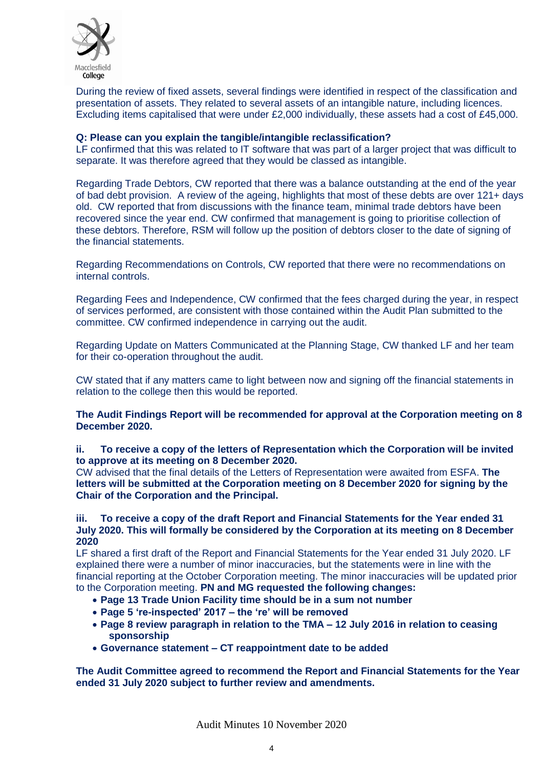During the review of fixed assets, several findings were identified in respect of the classification and presentation of assets. They related to several assets of an intangible nature, including licences. Excluding items capitalised that were under £2,000 individually, these assets had a cost of £45,000.

**Q: Please can you explain the tangible/intangible reclassification?**
LF confirmed that this was related to IT software that was part of a larger project that was difficult to separate. It was therefore agreed that they would be classed as intangible.

Regarding Trade Debtors, CW reported that there was a balance outstanding at the end of the year of bad debt provision. A review of the ageing, highlights that most of these debts are over 121+ days old. CW reported that from discussions with the finance team, minimal trade debtors have been recovered since the year end. CW confirmed that management is going to prioritise collection of these debtors. Therefore, RSM will follow up the position of debtors closer to the date of signing of the financial statements.

Regarding Recommendations on Controls, CW reported that there were no recommendations on internal controls.

Regarding Fees and Independence, CW confirmed that the fees charged during the year, in respect of services performed, are consistent with those contained within the Audit Plan submitted to the committee. CW confirmed independence in carrying out the audit.

Regarding Update on Matters Communicated at the Planning Stage, CW thanked LF and her team for their co-operation throughout the audit.

CW stated that if any matters came to light between now and signing off the financial statements in relation to the college then this would be reported.

**The Audit Findings Report will be recommended for approval at the Corporation meeting on 8 December 2020.**

**ii. To receive a copy of the letters of Representation which the Corporation will be invited to approve at its meeting on 8 December 2020.**
CW advised that the final details of the Letters of Representation were awaited from ESFA. **The letters will be submitted at the Corporation meeting on 8 December 2020 for signing by the Chair of the Corporation and the Principal.**

**iii. To receive a copy of the draft Report and Financial Statements for the Year ended 31 July 2020. This will formally be considered by the Corporation at its meeting on 8 December 2020**
LF shared a first draft of the Report and Financial Statements for the Year ended 31 July 2020. LF explained there were a number of minor inaccuracies, but the statements were in line with the financial reporting at the October Corporation meeting. The minor inaccuracies will be updated prior to the Corporation meeting. **PN and MG requested the following changes:**

- **Page 13 Trade Union Facility time should be in a sum not number**
- **Page 5 're-inspected' 2017 – the 're' will be removed**
- **Page 8 review paragraph in relation to the TMA – 12 July 2016 in relation to ceasing sponsorship**
- **Governance statement – CT reappointment date to be added**

**The Audit Committee agreed to recommend the Report and Financial Statements for the Year ended 31 July 2020 subject to further review and amendments.**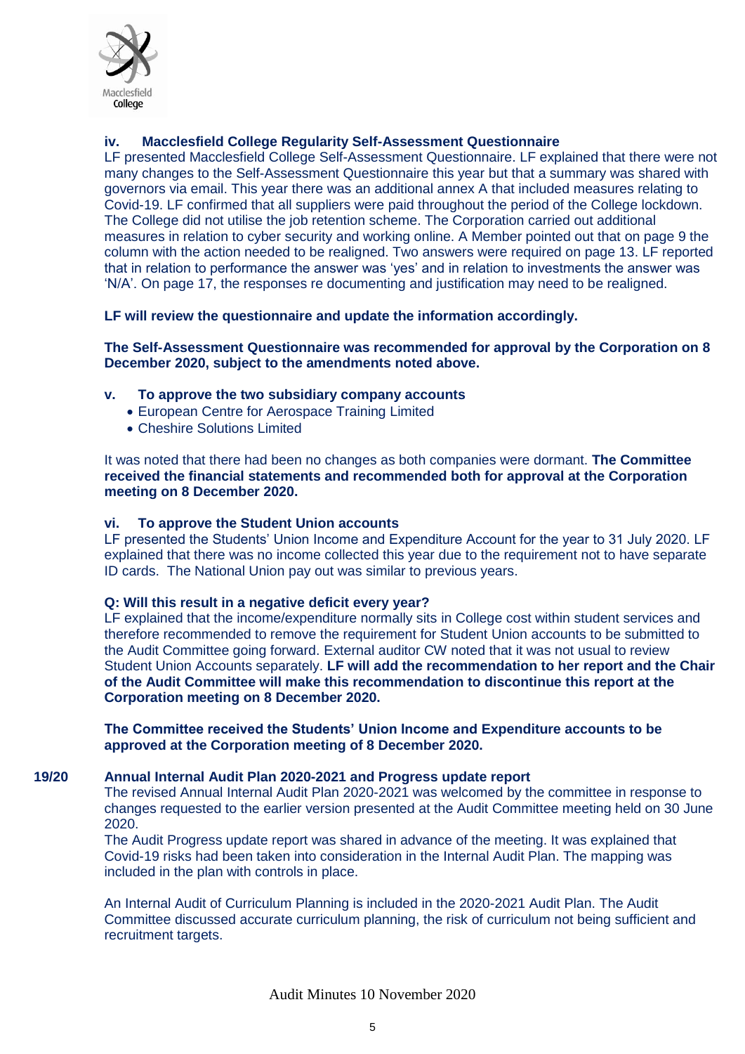### iv. Macclesfield College Regularity Self-Assessment Questionnaire

LF presented Macclesfield College Self-Assessment Questionnaire. LF explained that there were not many changes to the Self-Assessment Questionnaire this year but that a summary was shared with governors via email. This year there was an additional annex A that included measures relating to Covid-19. LF confirmed that all suppliers were paid throughout the period of the College lockdown. The College did not utilise the job retention scheme. The Corporation carried out additional measures in relation to cyber security and working online. A Member pointed out that on page 9 the column with the action needed to be realigned. Two answers were required on page 13. LF reported that in relation to performance the answer was 'yes' and in relation to investments the answer was 'N/A'. On page 17, the responses re documenting and justification may need to be realigned.

**LF will review the questionnaire and update the information accordingly.**

**The Self-Assessment Questionnaire was recommended for approval by the Corporation on 8 December 2020, subject to the amendments noted above.**

### v. To approve the two subsidiary company accounts

- European Centre for Aerospace Training Limited
- Cheshire Solutions Limited

It was noted that there had been no changes as both companies were dormant. **The Committee received the financial statements and recommended both for approval at the Corporation meeting on 8 December 2020.**

### vi. To approve the Student Union accounts

LF presented the Students' Union Income and Expenditure Account for the year to 31 July 2020. LF explained that there was no income collected this year due to the requirement not to have separate ID cards. The National Union pay out was similar to previous years.

**Q: Will this result in a negative deficit every year?**

LF explained that the income/expenditure normally sits in College cost within student services and therefore recommended to remove the requirement for Student Union accounts to be submitted to the Audit Committee going forward. External auditor CW noted that it was not usual to review Student Union Accounts separately. **LF will add the recommendation to her report and the Chair of the Audit Committee will make this recommendation to discontinue this report at the Corporation meeting on 8 December 2020.**

**The Committee received the Students' Union Income and Expenditure accounts to be approved at the Corporation meeting of 8 December 2020.**

## 19/20 Annual Internal Audit Plan 2020-2021 and Progress update report

The revised Annual Internal Audit Plan 2020-2021 was welcomed by the committee in response to changes requested to the earlier version presented at the Audit Committee meeting held on 30 June 2020.

The Audit Progress update report was shared in advance of the meeting. It was explained that Covid-19 risks had been taken into consideration in the Internal Audit Plan. The mapping was included in the plan with controls in place.

An Internal Audit of Curriculum Planning is included in the 2020-2021 Audit Plan. The Audit Committee discussed accurate curriculum planning, the risk of curriculum not being sufficient and recruitment targets.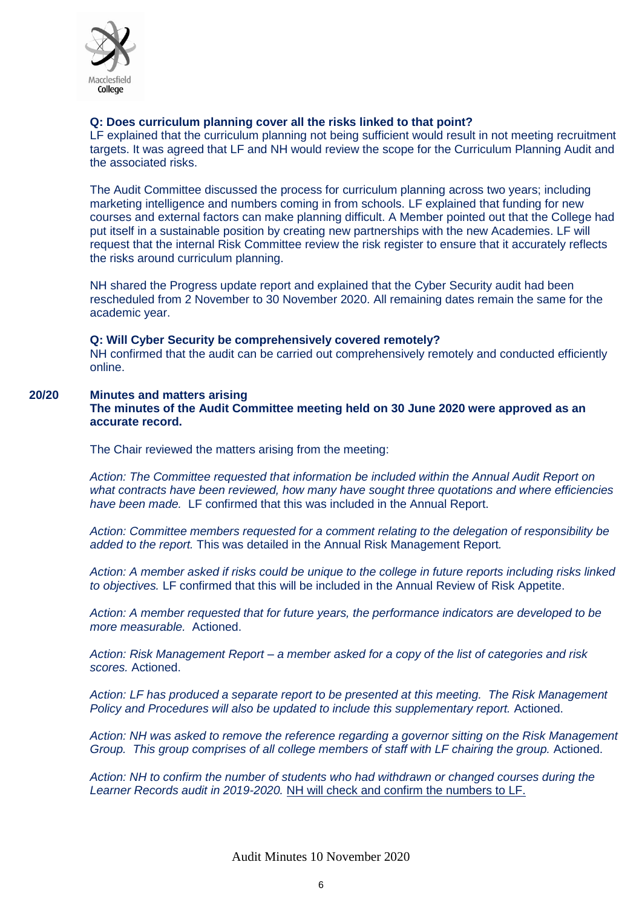**Q: Does curriculum planning cover all the risks linked to that point?**
LF explained that the curriculum planning not being sufficient would result in not meeting recruitment targets. It was agreed that LF and NH would review the scope for the Curriculum Planning Audit and the associated risks.

The Audit Committee discussed the process for curriculum planning across two years; including marketing intelligence and numbers coming in from schools. LF explained that funding for new courses and external factors can make planning difficult. A Member pointed out that the College had put itself in a sustainable position by creating new partnerships with the new Academies. LF will request that the internal Risk Committee review the risk register to ensure that it accurately reflects the risks around curriculum planning.

NH shared the Progress update report and explained that the Cyber Security audit had been rescheduled from 2 November to 30 November 2020. All remaining dates remain the same for the academic year.

**Q: Will Cyber Security be comprehensively covered remotely?**
NH confirmed that the audit can be carried out comprehensively remotely and conducted efficiently online.

**20/20 Minutes and matters arising**

**The minutes of the Audit Committee meeting held on 30 June 2020 were approved as an accurate record.**

The Chair reviewed the matters arising from the meeting:

*Action: The Committee requested that information be included within the Annual Audit Report on what contracts have been reviewed, how many have sought three quotations and where efficiencies have been made.* LF confirmed that this was included in the Annual Report.

*Action: Committee members requested for a comment relating to the delegation of responsibility be added to the report.* This was detailed in the Annual Risk Management Report*.*

*Action: A member asked if risks could be unique to the college in future reports including risks linked to objectives.* LF confirmed that this will be included in the Annual Review of Risk Appetite.

*Action: A member requested that for future years, the performance indicators are developed to be more measurable.* Actioned.

*Action: Risk Management Report – a member asked for a copy of the list of categories and risk scores.* Actioned.

*Action: LF has produced a separate report to be presented at this meeting. The Risk Management Policy and Procedures will also be updated to include this supplementary report.* Actioned.

*Action: NH was asked to remove the reference regarding a governor sitting on the Risk Management Group. This group comprises of all college members of staff with LF chairing the group.* Actioned.

*Action: NH to confirm the number of students who had withdrawn or changed courses during the Learner Records audit in 2019-2020.* <u>NH will check and confirm the numbers to LF.</u>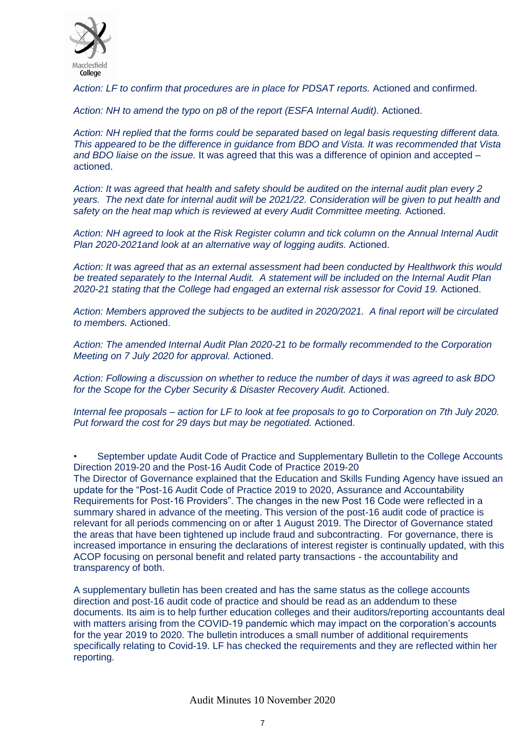*Action: LF to confirm that procedures are in place for PDSAT reports.* Actioned and confirmed.

*Action: NH to amend the typo on p8 of the report (ESFA Internal Audit).* Actioned.

*Action: NH replied that the forms could be separated based on legal basis requesting different data. This appeared to be the difference in guidance from BDO and Vista. It was recommended that Vista and BDO liaise on the issue.* It was agreed that this was a difference of opinion and accepted – actioned.

*Action: It was agreed that health and safety should be audited on the internal audit plan every 2 years. The next date for internal audit will be 2021/22. Consideration will be given to put health and safety on the heat map which is reviewed at every Audit Committee meeting.* Actioned.

*Action: NH agreed to look at the Risk Register column and tick column on the Annual Internal Audit Plan 2020-2021and look at an alternative way of logging audits.* Actioned.

*Action: It was agreed that as an external assessment had been conducted by Healthwork this would be treated separately to the Internal Audit. A statement will be included on the Internal Audit Plan 2020-21 stating that the College had engaged an external risk assessor for Covid 19.* Actioned.

*Action: Members approved the subjects to be audited in 2020/2021. A final report will be circulated to members.* Actioned.

*Action: The amended Internal Audit Plan 2020-21 to be formally recommended to the Corporation Meeting on 7 July 2020 for approval.* Actioned.

*Action: Following a discussion on whether to reduce the number of days it was agreed to ask BDO for the Scope for the Cyber Security & Disaster Recovery Audit.* Actioned.

*Internal fee proposals – action for LF to look at fee proposals to go to Corporation on 7th July 2020. Put forward the cost for 29 days but may be negotiated.* Actioned.

- September update Audit Code of Practice and Supplementary Bulletin to the College Accounts Direction 2019-20 and the Post-16 Audit Code of Practice 2019-20

The Director of Governance explained that the Education and Skills Funding Agency have issued an update for the "Post-16 Audit Code of Practice 2019 to 2020, Assurance and Accountability Requirements for Post-16 Providers". The changes in the new Post 16 Code were reflected in a summary shared in advance of the meeting. This version of the post-16 audit code of practice is relevant for all periods commencing on or after 1 August 2019. The Director of Governance stated the areas that have been tightened up include fraud and subcontracting. For governance, there is increased importance in ensuring the declarations of interest register is continually updated, with this ACOP focusing on personal benefit and related party transactions - the accountability and transparency of both.

A supplementary bulletin has been created and has the same status as the college accounts direction and post-16 audit code of practice and should be read as an addendum to these documents. Its aim is to help further education colleges and their auditors/reporting accountants deal with matters arising from the COVID-19 pandemic which may impact on the corporation's accounts for the year 2019 to 2020. The bulletin introduces a small number of additional requirements specifically relating to Covid-19. LF has checked the requirements and they are reflected within her reporting.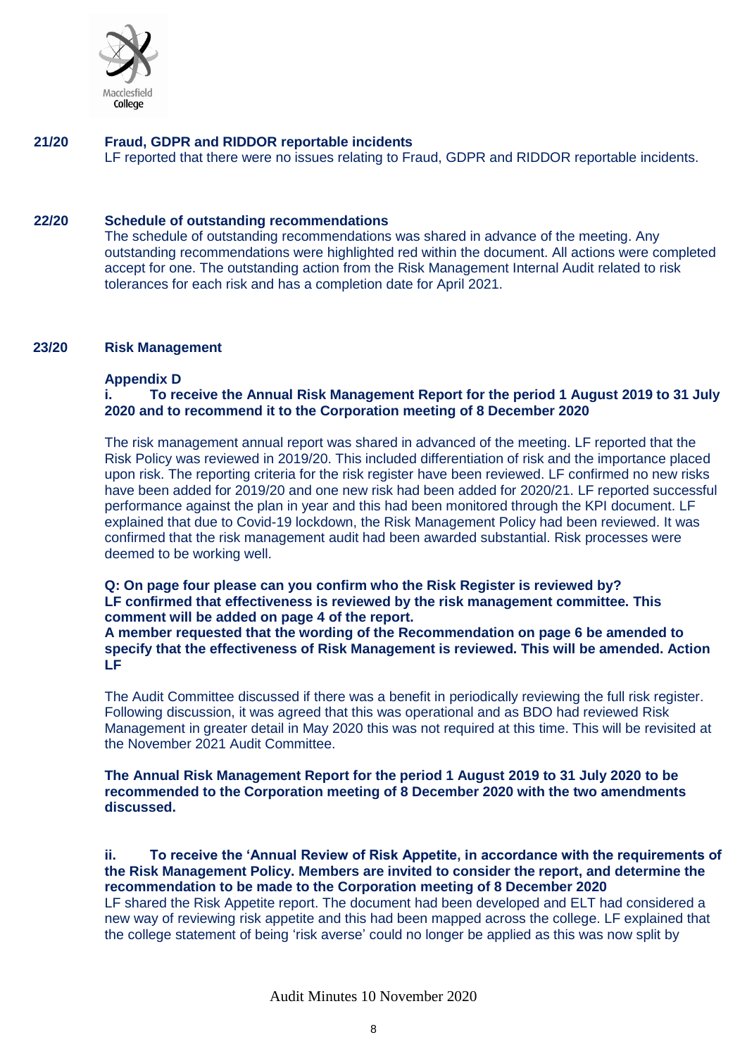**21/20 Fraud, GDPR and RIDDOR reportable incidents**

LF reported that there were no issues relating to Fraud, GDPR and RIDDOR reportable incidents.

**22/20 Schedule of outstanding recommendations**

The schedule of outstanding recommendations was shared in advance of the meeting. Any outstanding recommendations were highlighted red within the document. All actions were completed accept for one. The outstanding action from the Risk Management Internal Audit related to risk tolerances for each risk and has a completion date for April 2021.

**23/20 Risk Management**

**Appendix D**

**i. To receive the Annual Risk Management Report for the period 1 August 2019 to 31 July 2020 and to recommend it to the Corporation meeting of 8 December 2020**

The risk management annual report was shared in advanced of the meeting. LF reported that the Risk Policy was reviewed in 2019/20. This included differentiation of risk and the importance placed upon risk. The reporting criteria for the risk register have been reviewed. LF confirmed no new risks have been added for 2019/20 and one new risk had been added for 2020/21. LF reported successful performance against the plan in year and this had been monitored through the KPI document. LF explained that due to Covid-19 lockdown, the Risk Management Policy had been reviewed. It was confirmed that the risk management audit had been awarded substantial. Risk processes were deemed to be working well.

**Q: On page four please can you confirm who the Risk Register is reviewed by?**
**LF confirmed that effectiveness is reviewed by the risk management committee. This comment will be added on page 4 of the report.**
**A member requested that the wording of the Recommendation on page 6 be amended to specify that the effectiveness of Risk Management is reviewed. This will be amended. Action LF**

The Audit Committee discussed if there was a benefit in periodically reviewing the full risk register. Following discussion, it was agreed that this was operational and as BDO had reviewed Risk Management in greater detail in May 2020 this was not required at this time. This will be revisited at the November 2021 Audit Committee.

**The Annual Risk Management Report for the period 1 August 2019 to 31 July 2020 to be recommended to the Corporation meeting of 8 December 2020 with the two amendments discussed.**

**ii. To receive the 'Annual Review of Risk Appetite, in accordance with the requirements of the Risk Management Policy. Members are invited to consider the report, and determine the recommendation to be made to the Corporation meeting of 8 December 2020**

LF shared the Risk Appetite report. The document had been developed and ELT had considered a new way of reviewing risk appetite and this had been mapped across the college. LF explained that the college statement of being 'risk averse' could no longer be applied as this was now split by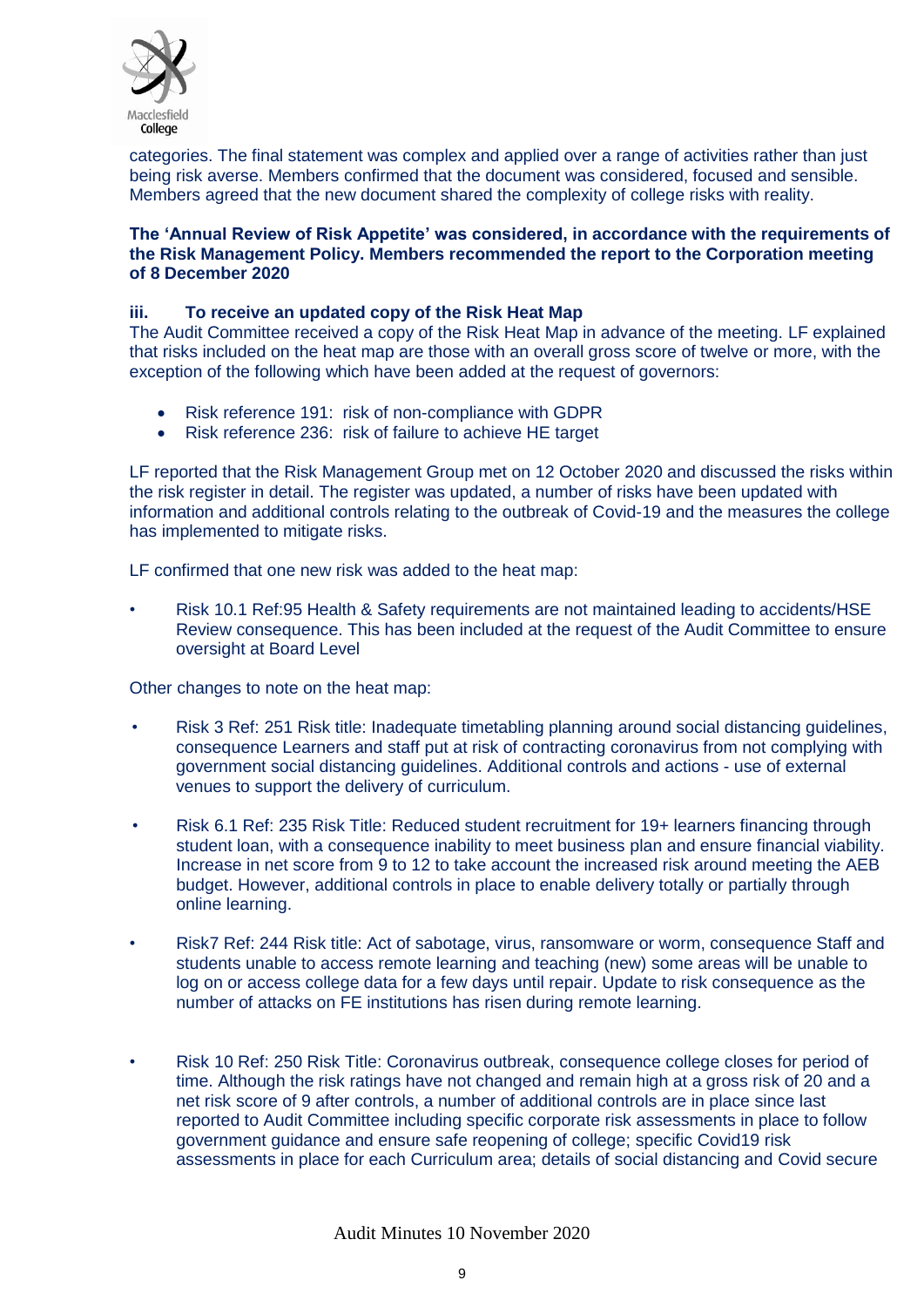categories. The final statement was complex and applied over a range of activities rather than just being risk averse. Members confirmed that the document was considered, focused and sensible. Members agreed that the new document shared the complexity of college risks with reality.

**The 'Annual Review of Risk Appetite' was considered, in accordance with the requirements of the Risk Management Policy. Members recommended the report to the Corporation meeting of 8 December 2020**

**iii. To receive an updated copy of the Risk Heat Map**

The Audit Committee received a copy of the Risk Heat Map in advance of the meeting. LF explained that risks included on the heat map are those with an overall gross score of twelve or more, with the exception of the following which have been added at the request of governors:

- Risk reference 191: risk of non-compliance with GDPR
- Risk reference 236: risk of failure to achieve HE target

LF reported that the Risk Management Group met on 12 October 2020 and discussed the risks within the risk register in detail. The register was updated, a number of risks have been updated with information and additional controls relating to the outbreak of Covid-19 and the measures the college has implemented to mitigate risks.

LF confirmed that one new risk was added to the heat map:

- Risk 10.1 Ref:95 Health & Safety requirements are not maintained leading to accidents/HSE Review consequence. This has been included at the request of the Audit Committee to ensure oversight at Board Level

Other changes to note on the heat map:

- Risk 3 Ref: 251 Risk title: Inadequate timetabling planning around social distancing guidelines, consequence Learners and staff put at risk of contracting coronavirus from not complying with government social distancing guidelines. Additional controls and actions - use of external venues to support the delivery of curriculum.

- Risk 6.1 Ref: 235 Risk Title: Reduced student recruitment for 19+ learners financing through student loan, with a consequence inability to meet business plan and ensure financial viability. Increase in net score from 9 to 12 to take account the increased risk around meeting the AEB budget. However, additional controls in place to enable delivery totally or partially through online learning.

- Risk7 Ref: 244 Risk title: Act of sabotage, virus, ransomware or worm, consequence Staff and students unable to access remote learning and teaching (new) some areas will be unable to log on or access college data for a few days until repair. Update to risk consequence as the number of attacks on FE institutions has risen during remote learning.

- Risk 10 Ref: 250 Risk Title: Coronavirus outbreak, consequence college closes for period of time. Although the risk ratings have not changed and remain high at a gross risk of 20 and a net risk score of 9 after controls, a number of additional controls are in place since last reported to Audit Committee including specific corporate risk assessments in place to follow government guidance and ensure safe reopening of college; specific Covid19 risk assessments in place for each Curriculum area; details of social distancing and Covid secure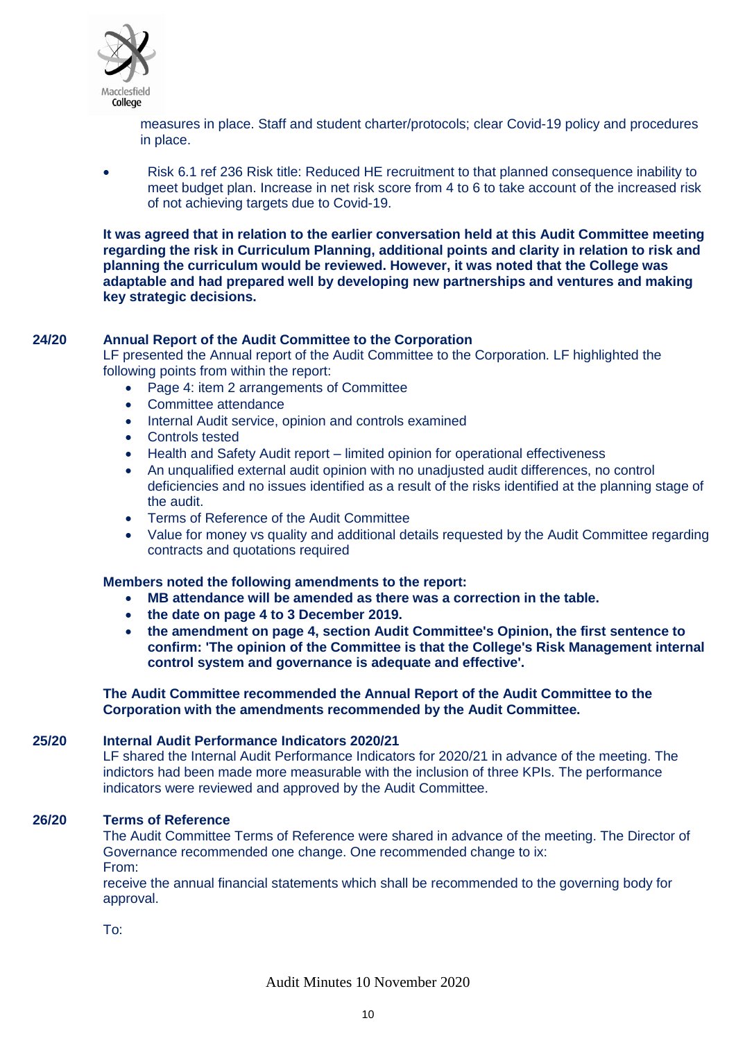measures in place. Staff and student charter/protocols; clear Covid-19 policy and procedures in place.

- Risk 6.1 ref 236 Risk title: Reduced HE recruitment to that planned consequence inability to meet budget plan. Increase in net risk score from 4 to 6 to take account of the increased risk of not achieving targets due to Covid-19.

**It was agreed that in relation to the earlier conversation held at this Audit Committee meeting regarding the risk in Curriculum Planning, additional points and clarity in relation to risk and planning the curriculum would be reviewed. However, it was noted that the College was adaptable and had prepared well by developing new partnerships and ventures and making key strategic decisions.**

## 24/20 Annual Report of the Audit Committee to the Corporation

LF presented the Annual report of the Audit Committee to the Corporation. LF highlighted the following points from within the report:

- Page 4: item 2 arrangements of Committee
- Committee attendance
- Internal Audit service, opinion and controls examined
- Controls tested
- Health and Safety Audit report – limited opinion for operational effectiveness
- An unqualified external audit opinion with no unadjusted audit differences, no control deficiencies and no issues identified as a result of the risks identified at the planning stage of the audit.
- Terms of Reference of the Audit Committee
- Value for money vs quality and additional details requested by the Audit Committee regarding contracts and quotations required

**Members noted the following amendments to the report:**

- **MB attendance will be amended as there was a correction in the table.**
- **the date on page 4 to 3 December 2019.**
- **the amendment on page 4, section Audit Committee's Opinion, the first sentence to confirm: 'The opinion of the Committee is that the College's Risk Management internal control system and governance is adequate and effective'.**

**The Audit Committee recommended the Annual Report of the Audit Committee to the Corporation with the amendments recommended by the Audit Committee.**

## 25/20 Internal Audit Performance Indicators 2020/21

LF shared the Internal Audit Performance Indicators for 2020/21 in advance of the meeting. The indictors had been made more measurable with the inclusion of three KPIs. The performance indicators were reviewed and approved by the Audit Committee.

## 26/20 Terms of Reference

The Audit Committee Terms of Reference were shared in advance of the meeting. The Director of Governance recommended one change. One recommended change to ix:

From:

receive the annual financial statements which shall be recommended to the governing body for approval.

To: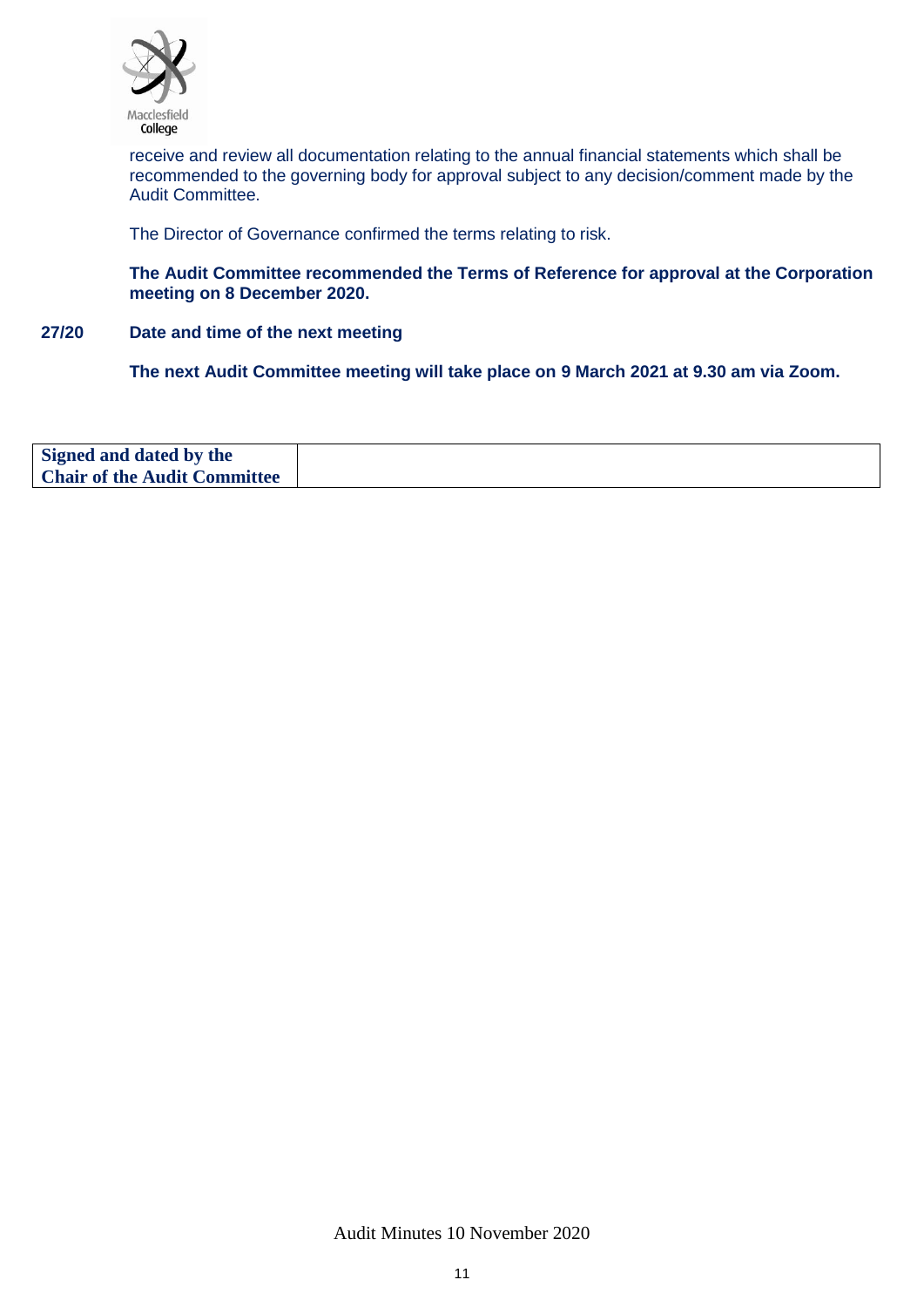receive and review all documentation relating to the annual financial statements which shall be recommended to the governing body for approval subject to any decision/comment made by the Audit Committee.

The Director of Governance confirmed the terms relating to risk.

**The Audit Committee recommended the Terms of Reference for approval at the Corporation meeting on 8 December 2020.**

**27/20 Date and time of the next meeting**

**The next Audit Committee meeting will take place on 9 March 2021 at 9.30 am via Zoom.**

| | |
|---|---|
| **Signed and dated by the Chair of the Audit Committee** | |

Audit Minutes 10 November 2020